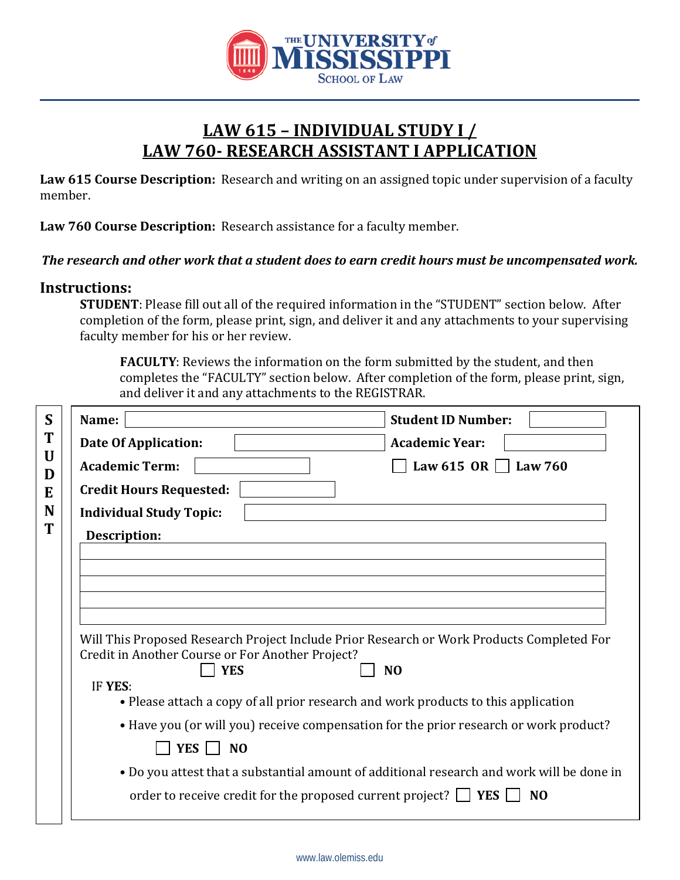THE UNIVERSITY of MISSISSIPPI
SCHOOL OF LAW

# LAW 615 – INDIVIDUAL STUDY I / LAW 760- RESEARCH ASSISTANT I APPLICATION

**Law 615 Course Description:** Research and writing on an assigned topic under supervision of a faculty member.

**Law 760 Course Description:** Research assistance for a faculty member.

***The research and other work that a student does to earn credit hours must be uncompensated work.***

## Instructions:

**STUDENT**: Please fill out all of the required information in the "STUDENT" section below. After completion of the form, please print, sign, and deliver it and any attachments to your supervising faculty member for his or her review.

**FACULTY**: Reviews the information on the form submitted by the student, and then completes the "FACULTY" section below. After completion of the form, please print, sign, and deliver it and any attachments to the REGISTRAR.

### STUDENT

**Name:** ____________________ **Student ID Number:** __________

**Date Of Application:** __________ **Academic Year:** __________

**Academic Term:** __________ ☐ **Law 615 OR** ☐ **Law 760**

**Credit Hours Requested:** __________

**Individual Study Topic:** ____________________

**Description:**

______________________________________________

______________________________________________

______________________________________________

______________________________________________

______________________________________________

Will This Proposed Research Project Include Prior Research or Work Products Completed For Credit in Another Course or For Another Project?

☐ **YES** ☐ **NO**

IF **YES**:

- Please attach a copy of all prior research and work products to this application
- Have you (or will you) receive compensation for the prior research or work product?

  ☐ **YES** ☐ **NO**
- Do you attest that a substantial amount of additional research and work will be done in order to receive credit for the proposed current project? ☐ **YES** ☐ **NO**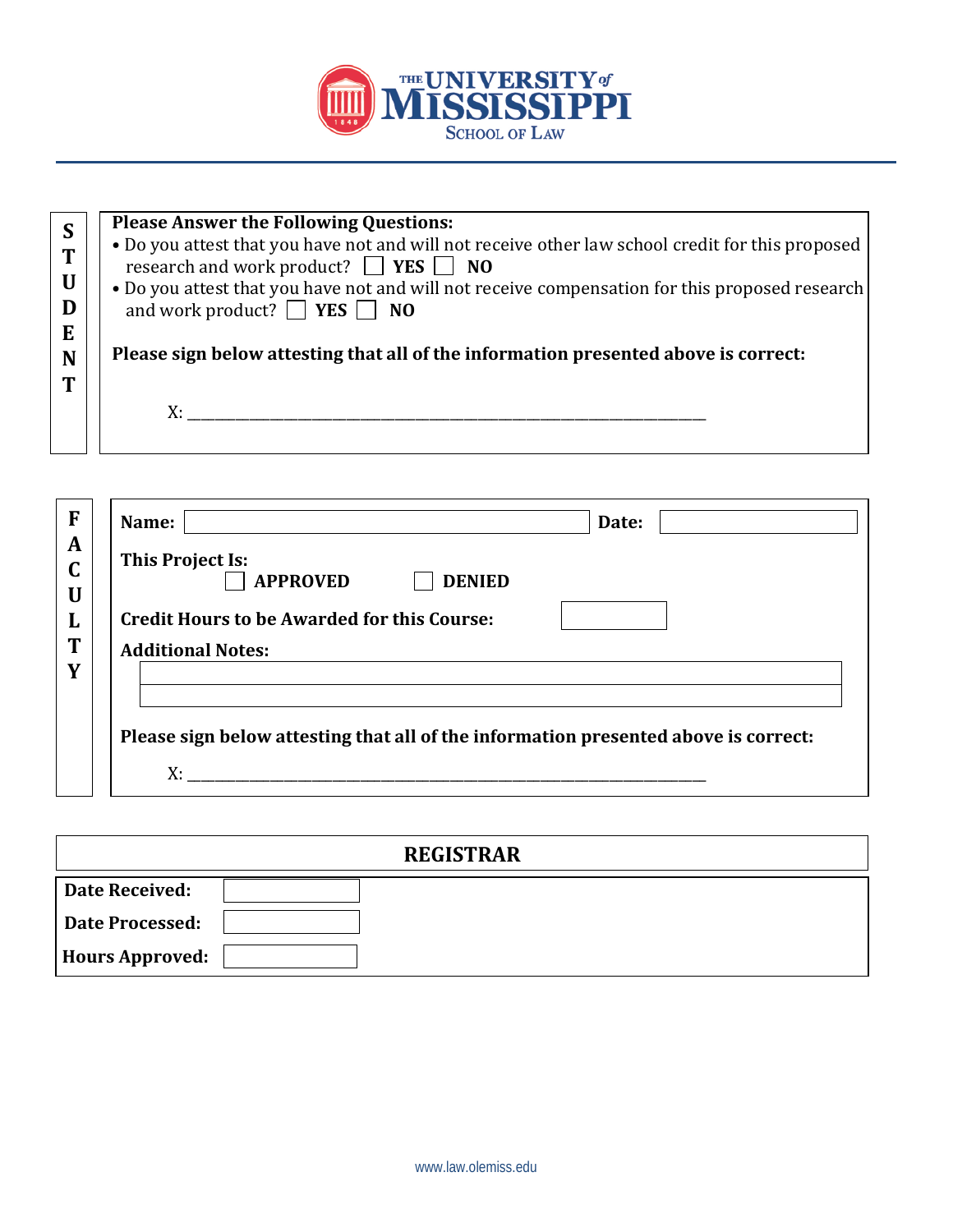**THE UNIVERSITY of MISSISSIPPI**
**SCHOOL OF LAW**

**STUDENT**

**Please Answer the Following Questions:**

- Do you attest that you have not and will not receive other law school credit for this proposed research and work product? ☐ **YES** ☐ **NO**
- Do you attest that you have not and will not receive compensation for this proposed research and work product? ☐ **YES** ☐ **NO**

**Please sign below attesting that all of the information presented above is correct:**

X: ______________________________________________

**FACULTY**

**Name:** ____________________ **Date:** __________

**This Project Is:**
☐ **APPROVED** ☐ **DENIED**

**Credit Hours to be Awarded for this Course:** __________

**Additional Notes:**

______________________________________________

______________________________________________

**Please sign below attesting that all of the information presented above is correct:**

X: ______________________________________________

**REGISTRAR**

**Date Received:** __________

**Date Processed:** __________

**Hours Approved:** __________

www.law.olemiss.edu